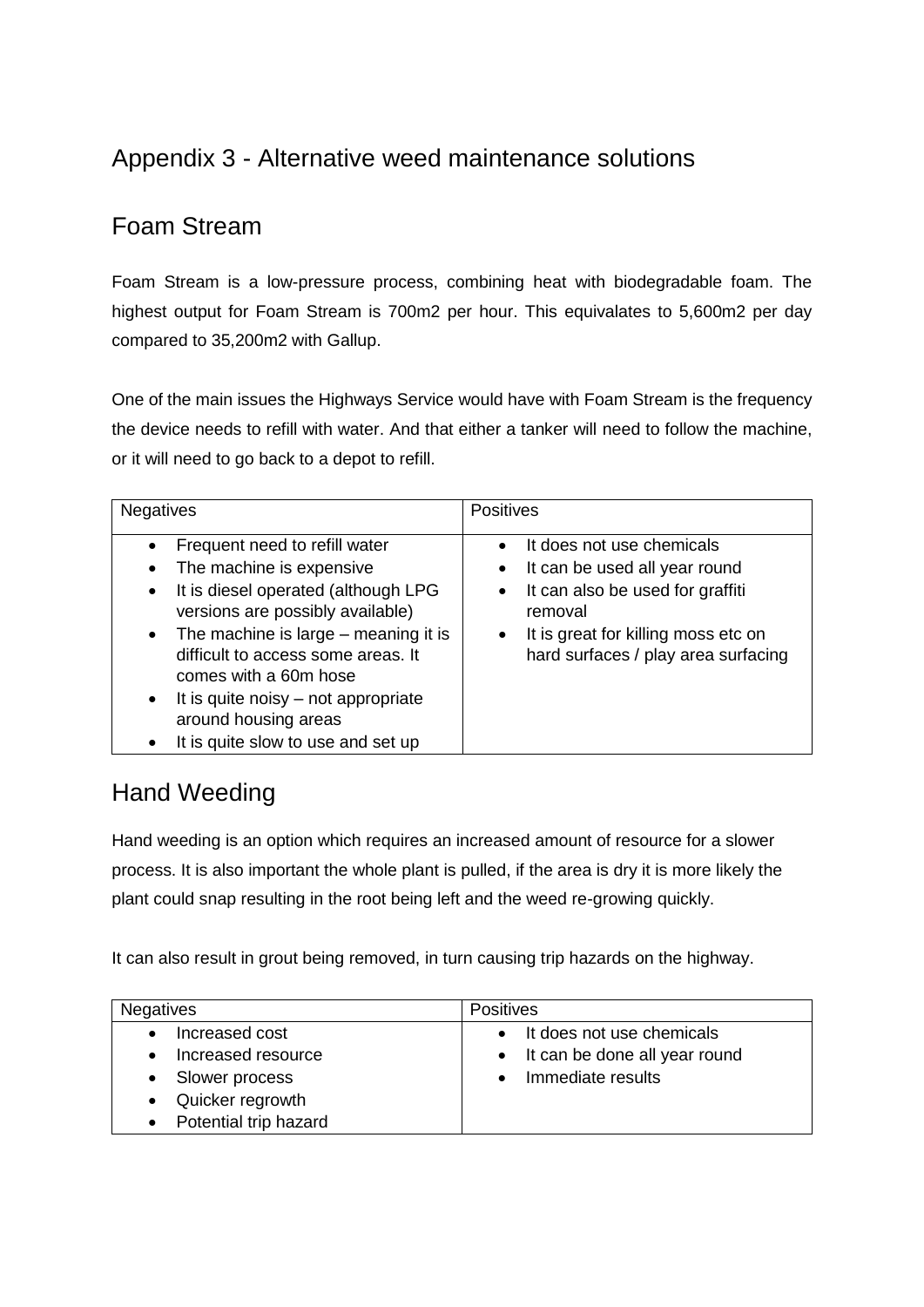# Appendix 3 - Alternative weed maintenance solutions

## Foam Stream

Foam Stream is a low-pressure process, combining heat with biodegradable foam. The highest output for Foam Stream is 700m2 per hour. This equivalates to 5,600m2 per day compared to 35,200m2 with Gallup.

One of the main issues the Highways Service would have with Foam Stream is the frequency the device needs to refill with water. And that either a tanker will need to follow the machine, or it will need to go back to a depot to refill.

| Negatives | Positives |
| --- | --- |
| • Frequent need to refill water<br>• The machine is expensive<br>• It is diesel operated (although LPG versions are possibly available)<br>• The machine is large – meaning it is difficult to access some areas. It comes with a 60m hose<br>• It is quite noisy – not appropriate around housing areas<br>• It is quite slow to use and set up | • It does not use chemicals<br>• It can be used all year round<br>• It can also be used for graffiti removal<br>• It is great for killing moss etc on hard surfaces / play area surfacing |

## Hand Weeding

Hand weeding is an option which requires an increased amount of resource for a slower process. It is also important the whole plant is pulled, if the area is dry it is more likely the plant could snap resulting in the root being left and the weed re-growing quickly.

It can also result in grout being removed, in turn causing trip hazards on the highway.

| Negatives | Positives |
| --- | --- |
| • Increased cost<br>• Increased resource<br>• Slower process<br>• Quicker regrowth<br>• Potential trip hazard | • It does not use chemicals<br>• It can be done all year round<br>• Immediate results |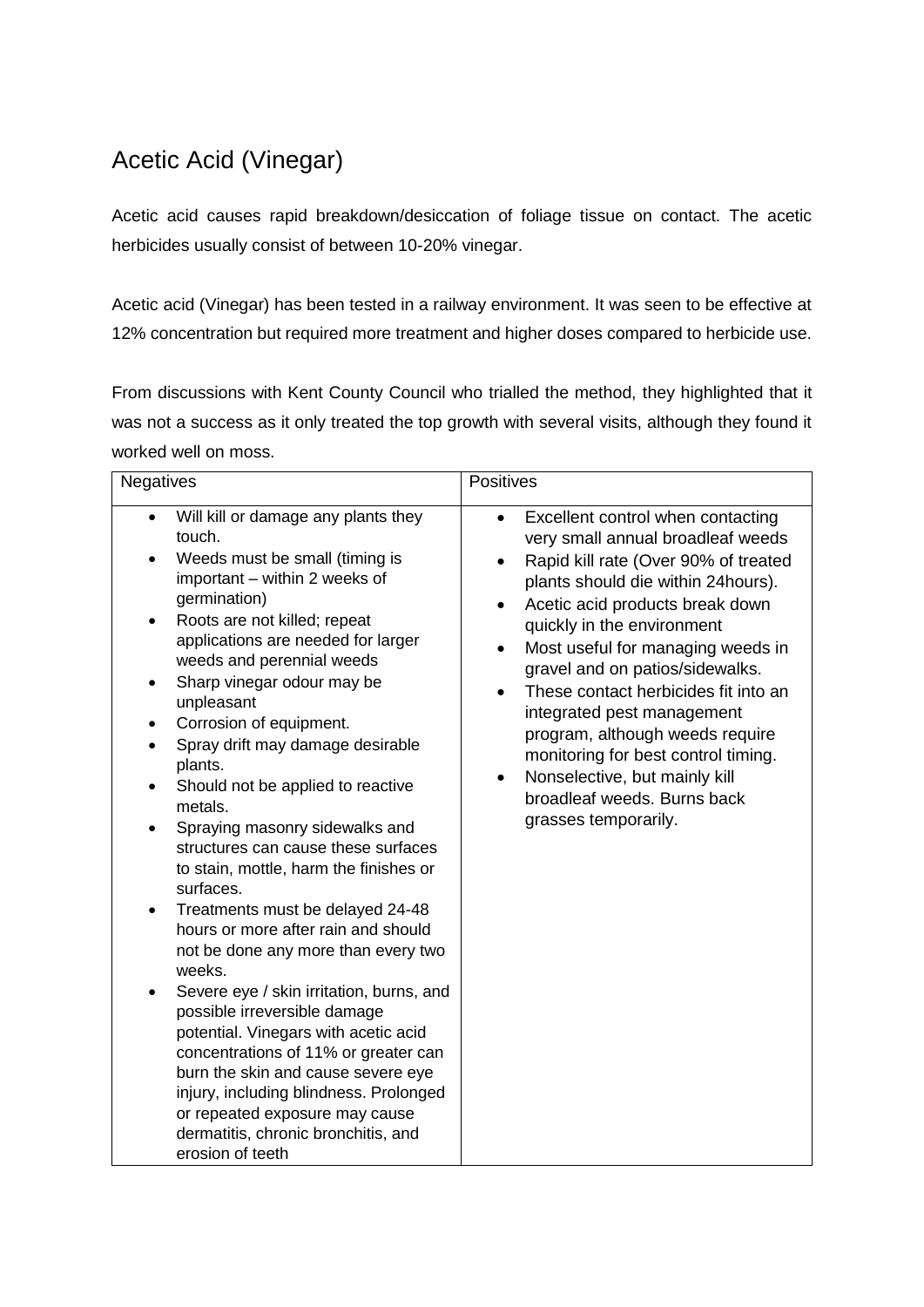## Acetic Acid (Vinegar)

Acetic acid causes rapid breakdown/desiccation of foliage tissue on contact. The acetic herbicides usually consist of between 10-20% vinegar.

Acetic acid (Vinegar) has been tested in a railway environment. It was seen to be effective at 12% concentration but required more treatment and higher doses compared to herbicide use.

From discussions with Kent County Council who trialled the method, they highlighted that it was not a success as it only treated the top growth with several visits, although they found it worked well on moss.

| Negatives | Positives |
|---|---|
| • Will kill or damage any plants they touch.<br>• Weeds must be small (timing is important – within 2 weeks of germination)<br>• Roots are not killed; repeat applications are needed for larger weeds and perennial weeds<br>• Sharp vinegar odour may be unpleasant<br>• Corrosion of equipment.<br>• Spray drift may damage desirable plants.<br>• Should not be applied to reactive metals.<br>• Spraying masonry sidewalks and structures can cause these surfaces to stain, mottle, harm the finishes or surfaces.<br>• Treatments must be delayed 24-48 hours or more after rain and should not be done any more than every two weeks.<br>• Severe eye / skin irritation, burns, and possible irreversible damage potential. Vinegars with acetic acid concentrations of 11% or greater can burn the skin and cause severe eye injury, including blindness. Prolonged or repeated exposure may cause dermatitis, chronic bronchitis, and erosion of teeth | • Excellent control when contacting very small annual broadleaf weeds<br>• Rapid kill rate (Over 90% of treated plants should die within 24hours).<br>• Acetic acid products break down quickly in the environment<br>• Most useful for managing weeds in gravel and on patios/sidewalks.<br>• These contact herbicides fit into an integrated pest management program, although weeds require monitoring for best control timing.<br>• Nonselective, but mainly kill broadleaf weeds. Burns back grasses temporarily. |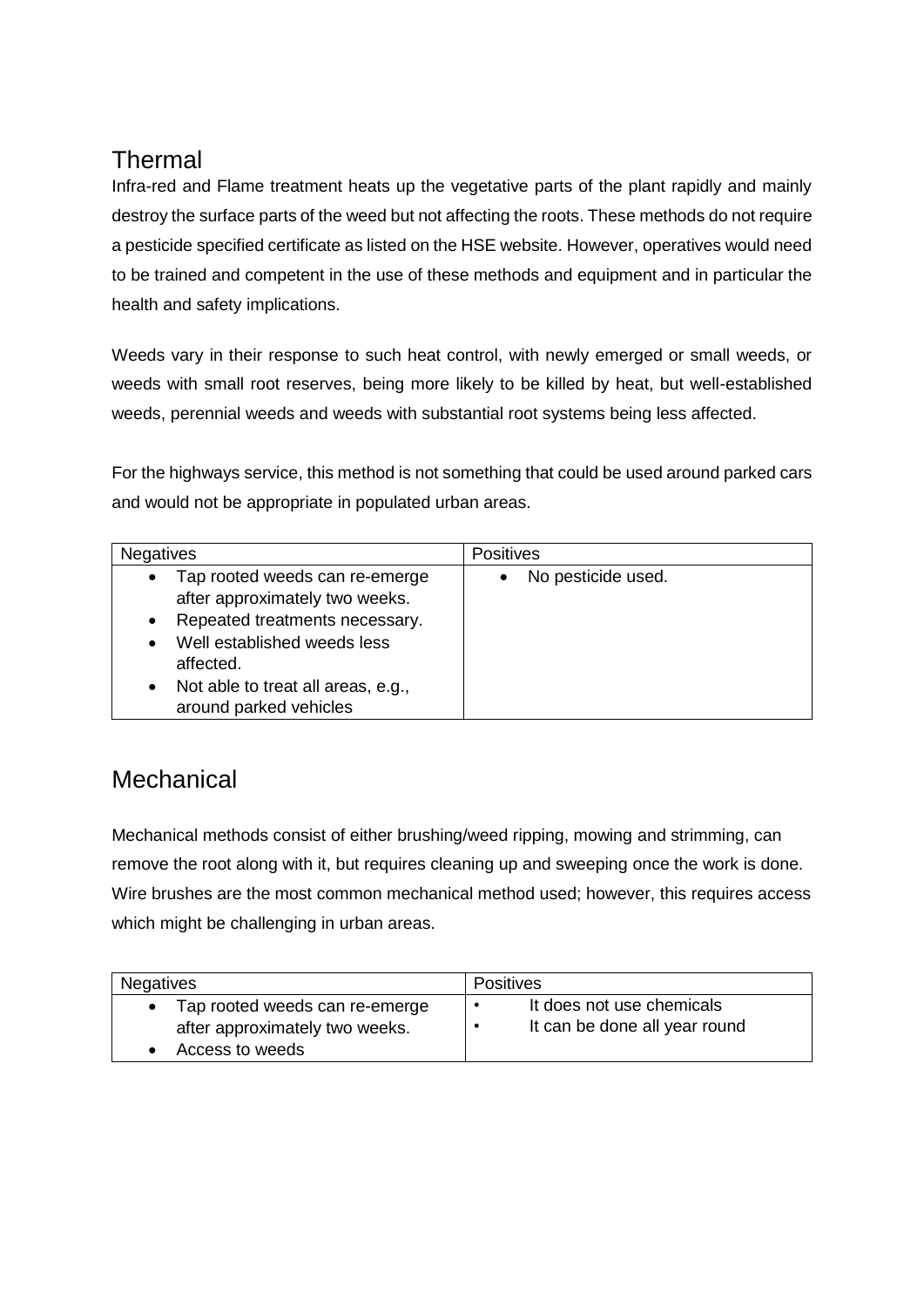## Thermal

Infra-red and Flame treatment heats up the vegetative parts of the plant rapidly and mainly destroy the surface parts of the weed but not affecting the roots. These methods do not require a pesticide specified certificate as listed on the HSE website. However, operatives would need to be trained and competent in the use of these methods and equipment and in particular the health and safety implications.

Weeds vary in their response to such heat control, with newly emerged or small weeds, or weeds with small root reserves, being more likely to be killed by heat, but well-established weeds, perennial weeds and weeds with substantial root systems being less affected.

For the highways service, this method is not something that could be used around parked cars and would not be appropriate in populated urban areas.

| Negatives | Positives |
| --- | --- |
| • Tap rooted weeds can re-emerge after approximately two weeks.<br>• Repeated treatments necessary.<br>• Well established weeds less affected.<br>• Not able to treat all areas, e.g., around parked vehicles | • No pesticide used. |

## Mechanical

Mechanical methods consist of either brushing/weed ripping, mowing and strimming, can remove the root along with it, but requires cleaning up and sweeping once the work is done. Wire brushes are the most common mechanical method used; however, this requires access which might be challenging in urban areas.

| Negatives | Positives |
| --- | --- |
| • Tap rooted weeds can re-emerge after approximately two weeks.<br>• Access to weeds | • It does not use chemicals<br>• It can be done all year round |